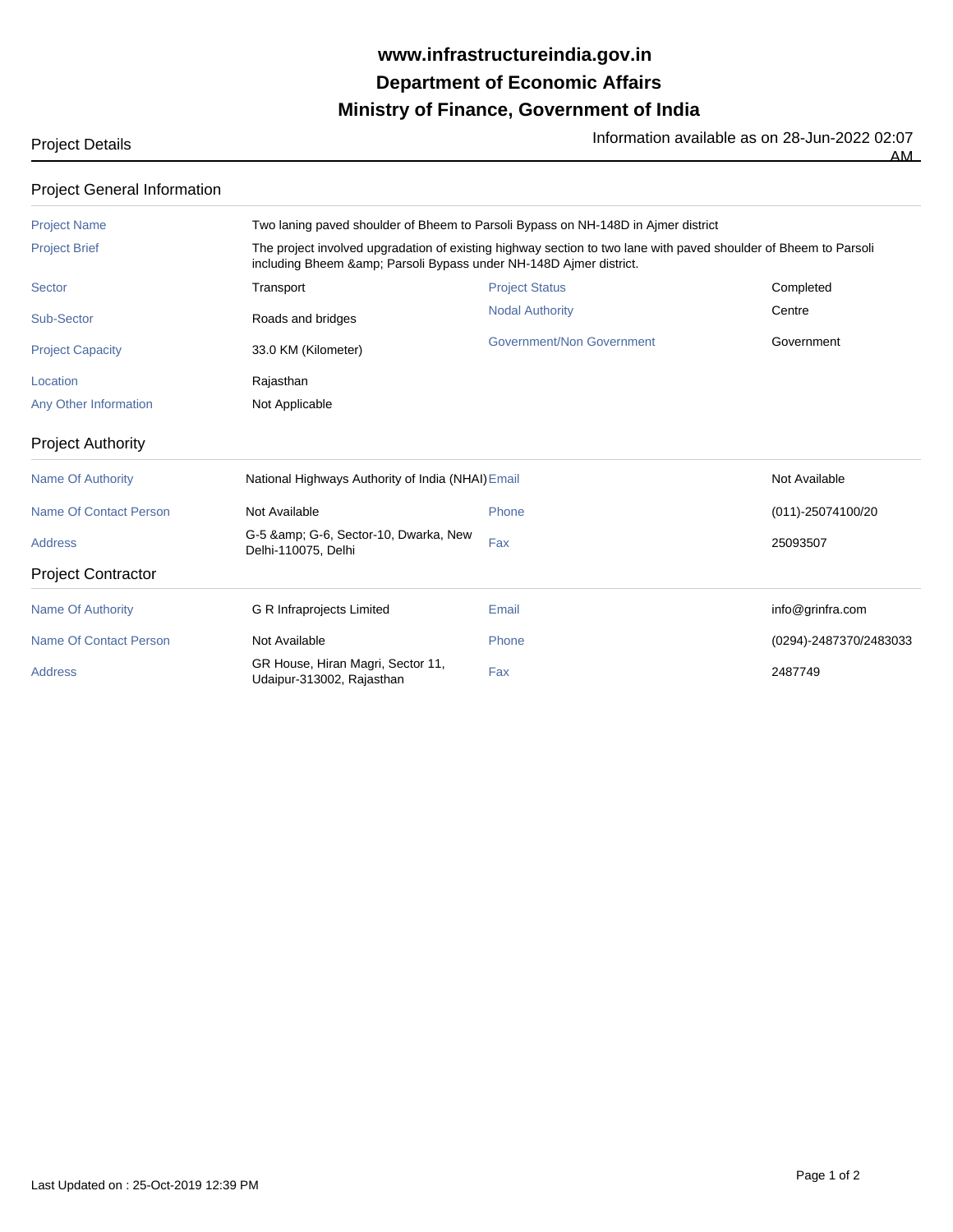# www.infrastructureindia.gov.in

# Department of Economic Affairs

# Ministry of Finance, Government of India

Project Details

Information available as on 28-Jun-2022 02:07 AM

## Project General Information

| | | | |
|---|---|---|---|
| Project Name | Two laning paved shoulder of Bheem to Parsoli Bypass on NH-148D in Ajmer district | | |
| Project Brief | The project involved upgradation of existing highway section to two lane with paved shoulder of Bheem to Parsoli including Bheem &amp; Parsoli Bypass under NH-148D Ajmer district. | | |
| Sector | Transport | Project Status | Completed |
| Sub-Sector | Roads and bridges | Nodal Authority | Centre |
| Project Capacity | 33.0 KM (Kilometer) | Government/Non Government | Government |
| Location | Rajasthan | | |
| Any Other Information | Not Applicable | | |

## Project Authority

| | | | |
|---|---|---|---|
| Name Of Authority | National Highways Authority of India (NHAI) | Email | Not Available |
| Name Of Contact Person | Not Available | Phone | (011)-25074100/20 |
| Address | G-5 &amp; G-6, Sector-10, Dwarka, New Delhi-110075, Delhi | Fax | 25093507 |

## Project Contractor

| | | | |
|---|---|---|---|
| Name Of Authority | G R Infraprojects Limited | Email | info@grinfra.com |
| Name Of Contact Person | Not Available | Phone | (0294)-2487370/2483033 |
| Address | GR House, Hiran Magri, Sector 11, Udaipur-313002, Rajasthan | Fax | 2487749 |

Last Updated on : 25-Oct-2019 12:39 PM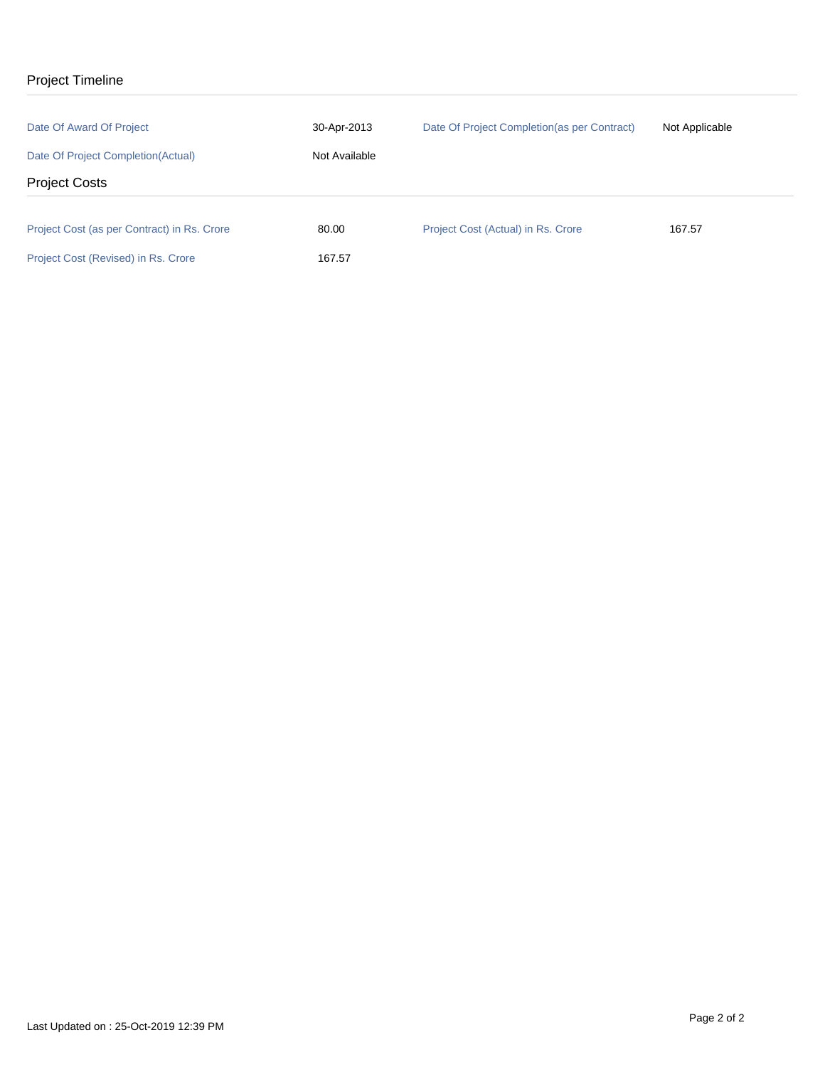## Project Timeline

| | | | |
|---|---|---|---|
| Date Of Award Of Project | 30-Apr-2013 | Date Of Project Completion(as per Contract) | Not Applicable |
| Date Of Project Completion(Actual) | Not Available | | |

## Project Costs

| | | | |
|---|---|---|---|
| Project Cost (as per Contract) in Rs. Crore | 80.00 | Project Cost (Actual) in Rs. Crore | 167.57 |
| Project Cost (Revised) in Rs. Crore | 167.57 | | |

Last Updated on : 25-Oct-2019 12:39 PM